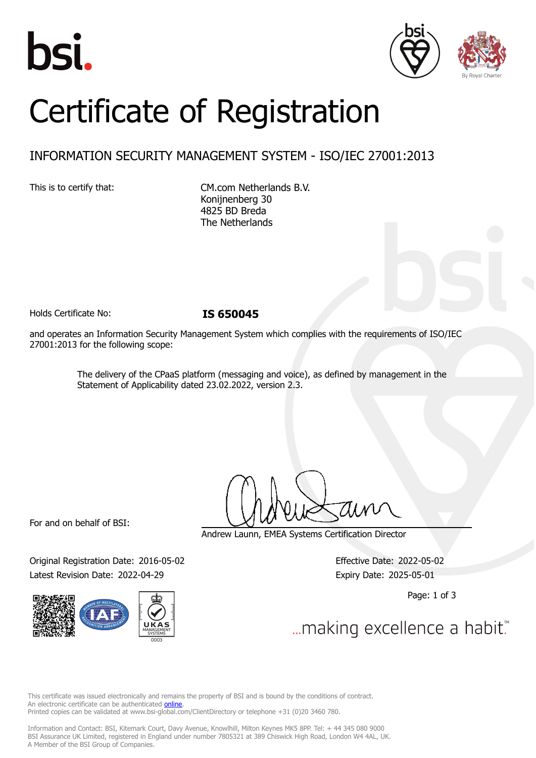# Certificate of Registration

## INFORMATION SECURITY MANAGEMENT SYSTEM - ISO/IEC 27001:2013

This is to certify that:

CM.com Netherlands B.V.
Konijnenberg 30
4825 BD Breda
The Netherlands

Holds Certificate No: **IS 650045**

and operates an Information Security Management System which complies with the requirements of ISO/IEC 27001:2013 for the following scope:

> The delivery of the CPaaS platform (messaging and voice), as defined by management in the Statement of Applicability dated 23.02.2022, version 2.3.

For and on behalf of BSI:

Andrew Launn, EMEA Systems Certification Director

Original Registration Date: 2016-05-02
Latest Revision Date: 2022-04-29

Effective Date: 2022-05-02
Expiry Date: 2025-05-01

...making excellence a habit.™

This certificate was issued electronically and remains the property of BSI and is bound by the conditions of contract.
An electronic certificate can be authenticated online.
Printed copies can be validated at www.bsi-global.com/ClientDirectory or telephone +31 (0)20 3460 780.

Information and Contact: BSI, Kitemark Court, Davy Avenue, Knowlhill, Milton Keynes MK5 8PP. Tel: + 44 345 080 9000
BSI Assurance UK Limited, registered in England under number 7805321 at 389 Chiswick High Road, London W4 4AL, UK.
A Member of the BSI Group of Companies.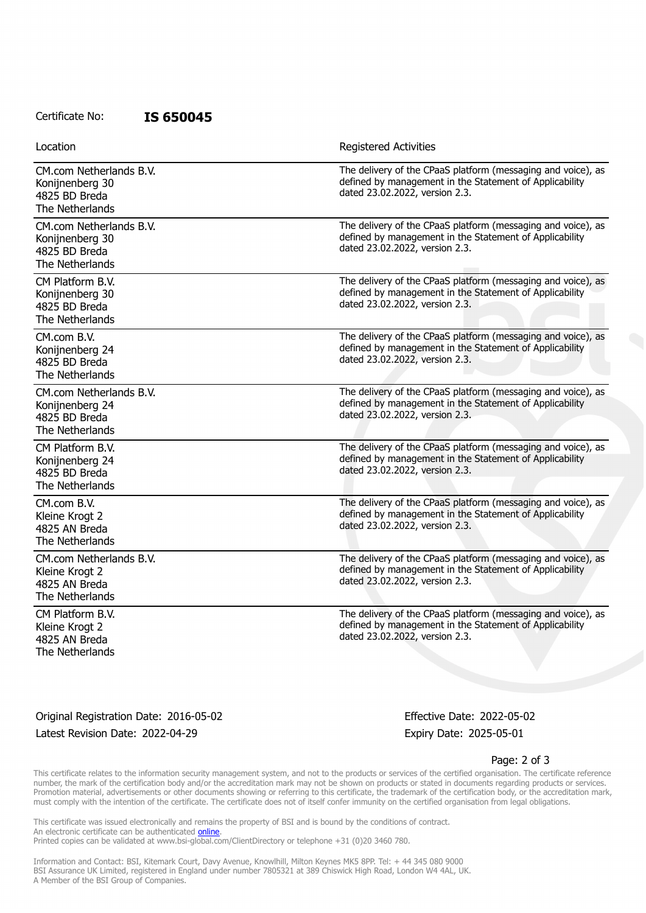Certificate No: **IS 650045**

| Location | Registered Activities |
| --- | --- |
| CM.com Netherlands B.V.<br>Konijnenberg 30<br>4825 BD Breda<br>The Netherlands | The delivery of the CPaaS platform (messaging and voice), as defined by management in the Statement of Applicability dated 23.02.2022, version 2.3. |
| CM.com Netherlands B.V.<br>Konijnenberg 30<br>4825 BD Breda<br>The Netherlands | The delivery of the CPaaS platform (messaging and voice), as defined by management in the Statement of Applicability dated 23.02.2022, version 2.3. |
| CM Platform B.V.<br>Konijnenberg 30<br>4825 BD Breda<br>The Netherlands | The delivery of the CPaaS platform (messaging and voice), as defined by management in the Statement of Applicability dated 23.02.2022, version 2.3. |
| CM.com B.V.<br>Konijnenberg 24<br>4825 BD Breda<br>The Netherlands | The delivery of the CPaaS platform (messaging and voice), as defined by management in the Statement of Applicability dated 23.02.2022, version 2.3. |
| CM.com Netherlands B.V.<br>Konijnenberg 24<br>4825 BD Breda<br>The Netherlands | The delivery of the CPaaS platform (messaging and voice), as defined by management in the Statement of Applicability dated 23.02.2022, version 2.3. |
| CM Platform B.V.<br>Konijnenberg 24<br>4825 BD Breda<br>The Netherlands | The delivery of the CPaaS platform (messaging and voice), as defined by management in the Statement of Applicability dated 23.02.2022, version 2.3. |
| CM.com B.V.<br>Kleine Krogt 2<br>4825 AN Breda<br>The Netherlands | The delivery of the CPaaS platform (messaging and voice), as defined by management in the Statement of Applicability dated 23.02.2022, version 2.3. |
| CM.com Netherlands B.V.<br>Kleine Krogt 2<br>4825 AN Breda<br>The Netherlands | The delivery of the CPaaS platform (messaging and voice), as defined by management in the Statement of Applicability dated 23.02.2022, version 2.3. |
| CM Platform B.V.<br>Kleine Krogt 2<br>4825 AN Breda<br>The Netherlands | The delivery of the CPaaS platform (messaging and voice), as defined by management in the Statement of Applicability dated 23.02.2022, version 2.3. |

Original Registration Date: 2016-05-02
Latest Revision Date: 2022-04-29

Effective Date: 2022-05-02
Expiry Date: 2025-05-01

This certificate relates to the information security management system, and not to the products or services of the certified organisation. The certificate reference number, the mark of the certification body and/or the accreditation mark may not be shown on products or stated in documents regarding products or services. Promotion material, advertisements or other documents showing or referring to this certificate, the trademark of the certification body, or the accreditation mark, must comply with the intention of the certificate. The certificate does not of itself confer immunity on the certified organisation from legal obligations.

This certificate was issued electronically and remains the property of BSI and is bound by the conditions of contract.
An electronic certificate can be authenticated online.
Printed copies can be validated at www.bsi-global.com/ClientDirectory or telephone +31 (0)20 3460 780.

Information and Contact: BSI, Kitemark Court, Davy Avenue, Knowlhill, Milton Keynes MK5 8PP. Tel: + 44 345 080 9000
BSI Assurance UK Limited, registered in England under number 7805321 at 389 Chiswick High Road, London W4 4AL, UK.
A Member of the BSI Group of Companies.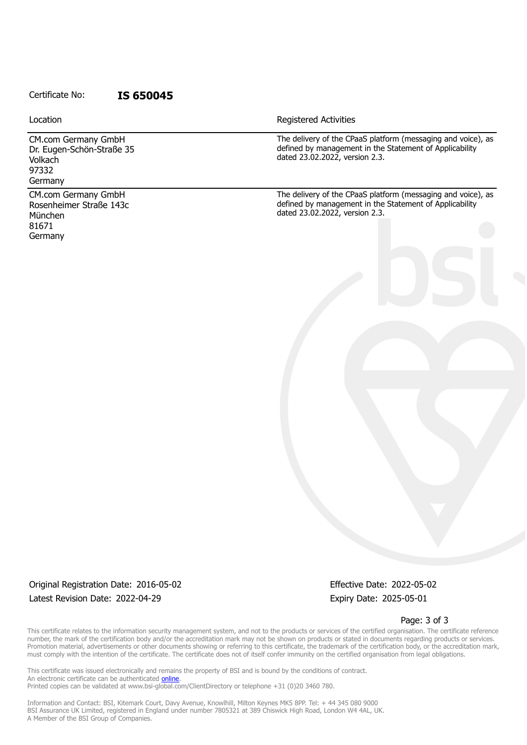Certificate No: **IS 650045**

| Location | Registered Activities |
| --- | --- |
| CM.com Germany GmbH<br>Dr. Eugen-Schön-Straße 35<br>Volkach<br>97332<br>Germany | The delivery of the CPaaS platform (messaging and voice), as defined by management in the Statement of Applicability dated 23.02.2022, version 2.3. |
| CM.com Germany GmbH<br>Rosenheimer Straße 143c<br>München<br>81671<br>Germany | The delivery of the CPaaS platform (messaging and voice), as defined by management in the Statement of Applicability dated 23.02.2022, version 2.3. |

Original Registration Date: 2016-05-02

Latest Revision Date: 2022-04-29

Effective Date: 2022-05-02

Expiry Date: 2025-05-01

This certificate relates to the information security management system, and not to the products or services of the certified organisation. The certificate reference number, the mark of the certification body and/or the accreditation mark may not be shown on products or stated in documents regarding products or services. Promotion material, advertisements or other documents showing or referring to this certificate, the trademark of the certification body, or the accreditation mark, must comply with the intention of the certificate. The certificate does not of itself confer immunity on the certified organisation from legal obligations.

This certificate was issued electronically and remains the property of BSI and is bound by the conditions of contract.
An electronic certificate can be authenticated online.
Printed copies can be validated at www.bsi-global.com/ClientDirectory or telephone +31 (0)20 3460 780.

Information and Contact: BSI, Kitemark Court, Davy Avenue, Knowlhill, Milton Keynes MK5 8PP. Tel: + 44 345 080 9000
BSI Assurance UK Limited, registered in England under number 7805321 at 389 Chiswick High Road, London W4 4AL, UK.
A Member of the BSI Group of Companies.